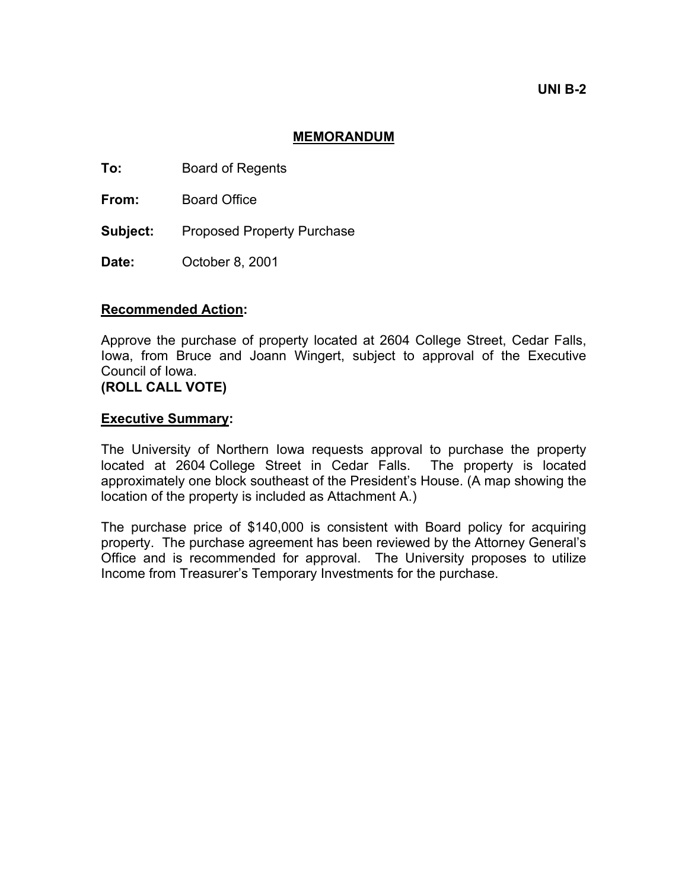**UNI B-2**

## MEMORANDUM

**To:** Board of Regents

**From:** Board Office

**Subject:** Proposed Property Purchase

**Date:** October 8, 2001

### Recommended Action:

Approve the purchase of property located at 2604 College Street, Cedar Falls, Iowa, from Bruce and Joann Wingert, subject to approval of the Executive Council of Iowa.
**(ROLL CALL VOTE)**

### Executive Summary:

The University of Northern Iowa requests approval to purchase the property located at 2604 College Street in Cedar Falls. The property is located approximately one block southeast of the President's House. (A map showing the location of the property is included as Attachment A.)

The purchase price of $140,000 is consistent with Board policy for acquiring property. The purchase agreement has been reviewed by the Attorney General's Office and is recommended for approval. The University proposes to utilize Income from Treasurer's Temporary Investments for the purchase.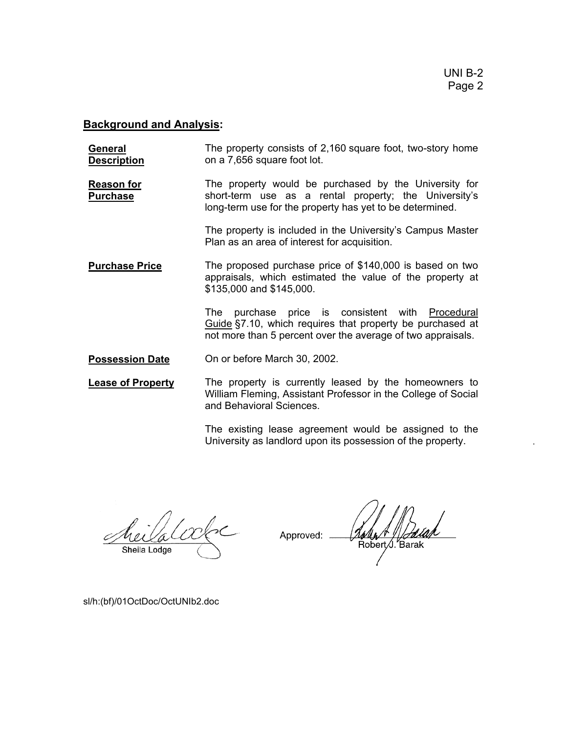## Background and Analysis:

**General Description**

The property consists of 2,160 square foot, two-story home on a 7,656 square foot lot.

**Reason for Purchase**

The property would be purchased by the University for short-term use as a rental property; the University's long-term use for the property has yet to be determined.

The property is included in the University's Campus Master Plan as an area of interest for acquisition.

**Purchase Price**

The proposed purchase price of $140,000 is based on two appraisals, which estimated the value of the property at $135,000 and $145,000.

The purchase price is consistent with Procedural Guide §7.10, which requires that property be purchased at not more than 5 percent over the average of two appraisals.

**Possession Date**

On or before March 30, 2002.

**Lease of Property**

The property is currently leased by the homeowners to William Fleming, Assistant Professor in the College of Social and Behavioral Sciences.

The existing lease agreement would be assigned to the University as landlord upon its possession of the property.

Sheila Lodge

Approved: Robert J. Barak

sl/h:(bf)/01OctDoc/OctUNIb2.doc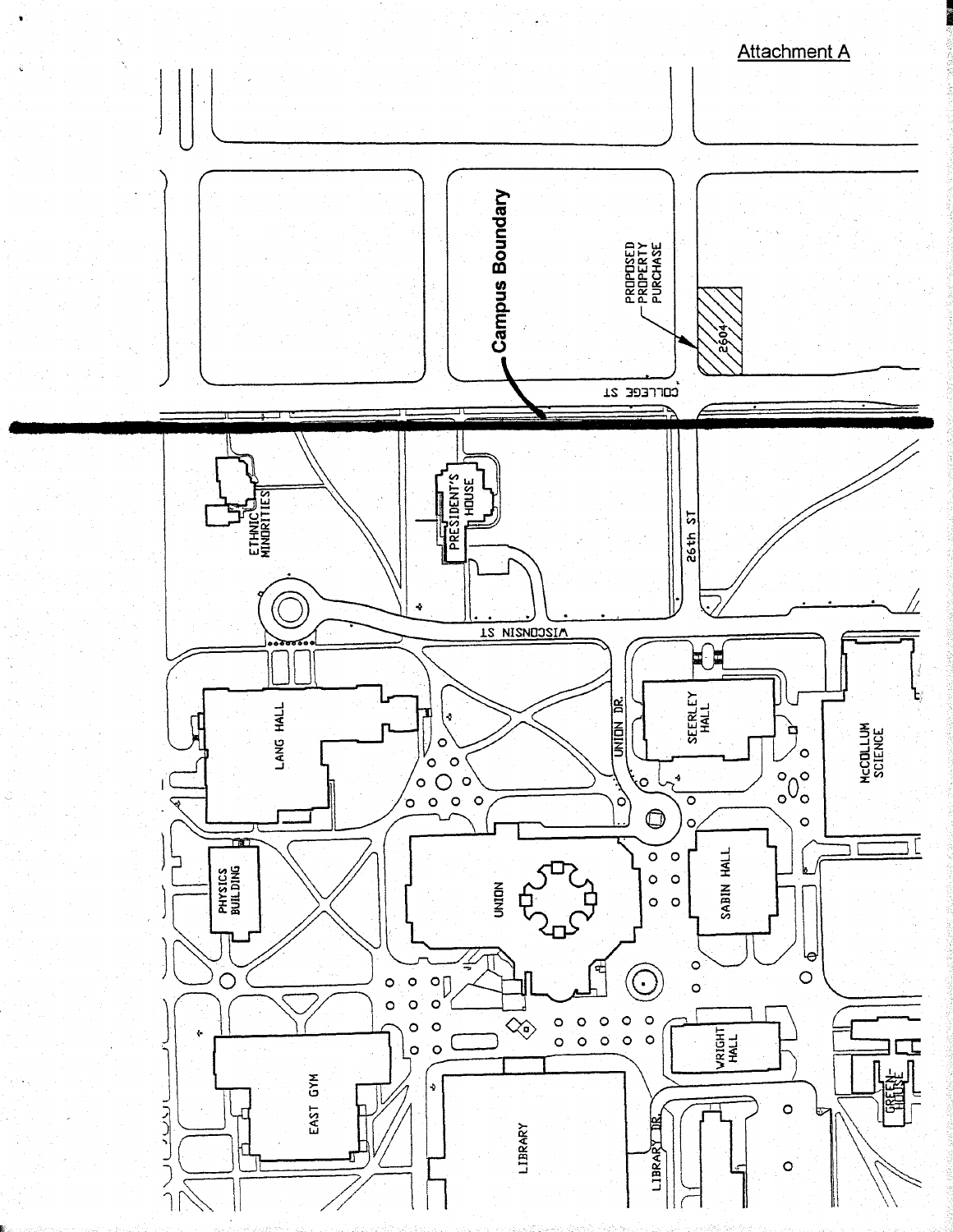Attachment A

Campus Boundary

PROPOSED PROPERTY PURCHASE

2604

COLLEGE ST

26th ST

WISCONSIN ST

PRESIDENT'S HOUSE

ETHNIC MINORITIES

UNION DR.

LANG HALL

SEERLEY HALL

McCOLLUM SCIENCE

PHYSICS BUILDING

UNION

SABIN HALL

WRIGHT HALL

GREEN-HOUSE

EAST GYM

LIBRARY

LIBRARY DR.